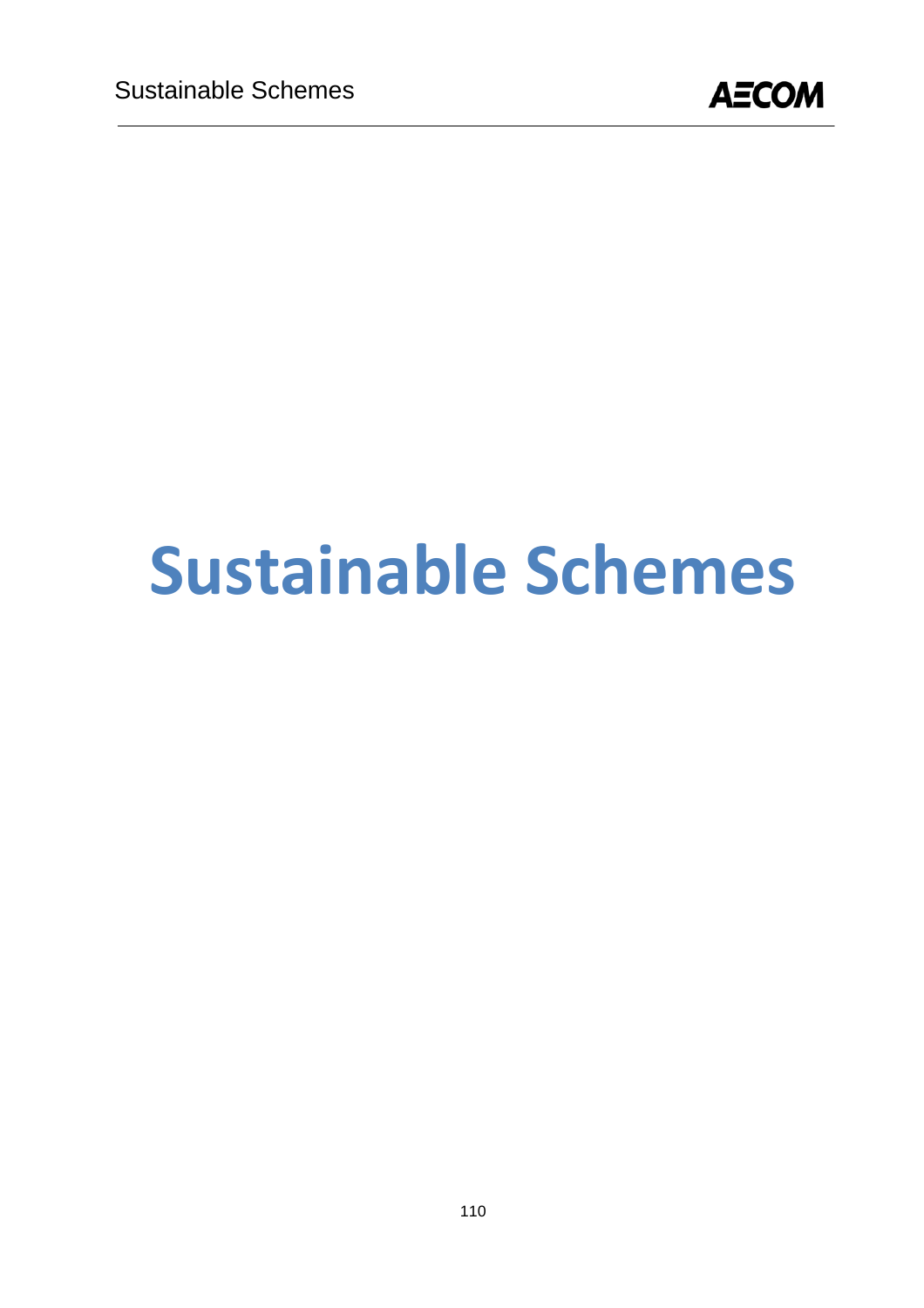# Sustainable Schemes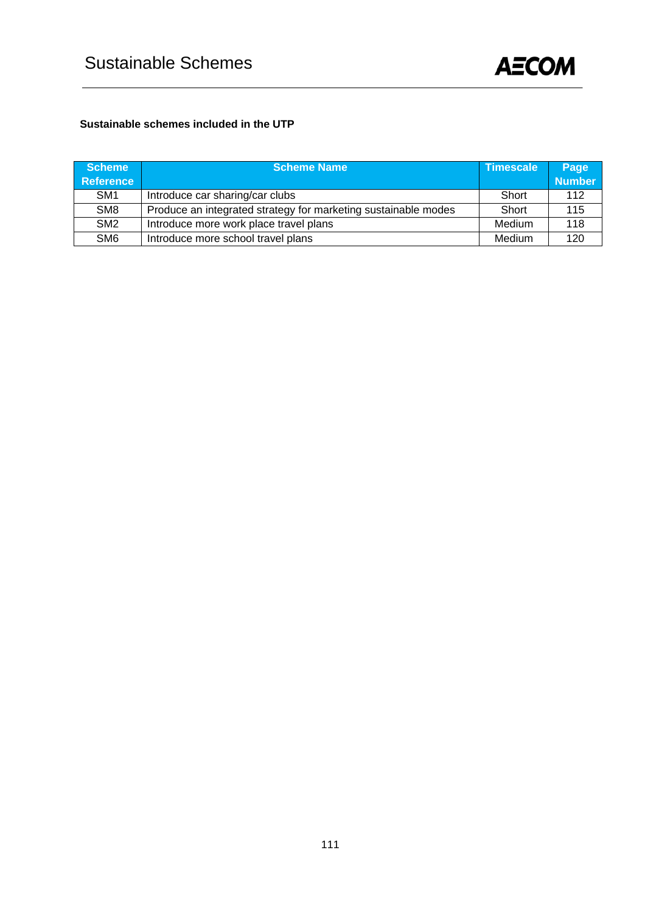# Sustainable Schemes

**Sustainable schemes included in the UTP**

| Scheme Reference | Scheme Name | Timescale | Page Number |
|---|---|---|---|
| SM1 | Introduce car sharing/car clubs | Short | 112 |
| SM8 | Produce an integrated strategy for marketing sustainable modes | Short | 115 |
| SM2 | Introduce more work place travel plans | Medium | 118 |
| SM6 | Introduce more school travel plans | Medium | 120 |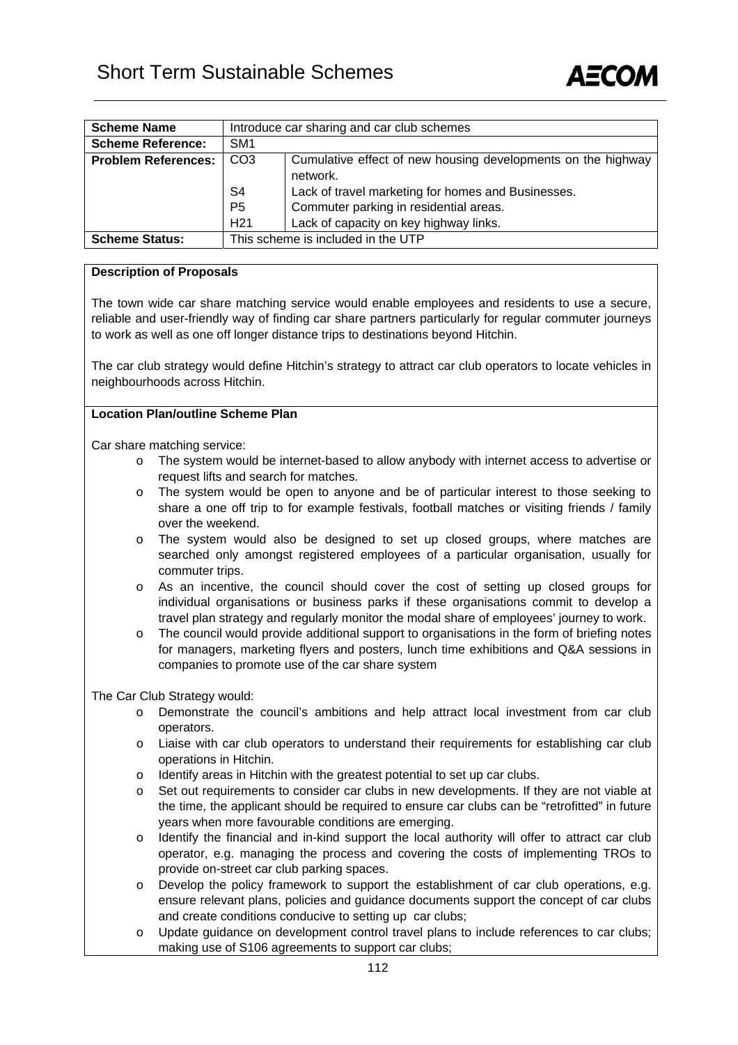# Short Term Sustainable Schemes

| Scheme Name | Introduce car sharing and car club schemes | |
|---|---|---|
| **Scheme Reference:** | SM1 | |
| **Problem References:** | CO3 | Cumulative effect of new housing developments on the highway network. |
| | S4 | Lack of travel marketing for homes and Businesses. |
| | P5 | Commuter parking in residential areas. |
| | H21 | Lack of capacity on key highway links. |
| **Scheme Status:** | This scheme is included in the UTP | |

**Description of Proposals**

The town wide car share matching service would enable employees and residents to use a secure, reliable and user-friendly way of finding car share partners particularly for regular commuter journeys to work as well as one off longer distance trips to destinations beyond Hitchin.

The car club strategy would define Hitchin's strategy to attract car club operators to locate vehicles in neighbourhoods across Hitchin.

**Location Plan/outline Scheme Plan**

Car share matching service:

- The system would be internet-based to allow anybody with internet access to advertise or request lifts and search for matches.
- The system would be open to anyone and be of particular interest to those seeking to share a one off trip to for example festivals, football matches or visiting friends / family over the weekend.
- The system would also be designed to set up closed groups, where matches are searched only amongst registered employees of a particular organisation, usually for commuter trips.
- As an incentive, the council should cover the cost of setting up closed groups for individual organisations or business parks if these organisations commit to develop a travel plan strategy and regularly monitor the modal share of employees' journey to work.
- The council would provide additional support to organisations in the form of briefing notes for managers, marketing flyers and posters, lunch time exhibitions and Q&A sessions in companies to promote use of the car share system

The Car Club Strategy would:

- Demonstrate the council's ambitions and help attract local investment from car club operators.
- Liaise with car club operators to understand their requirements for establishing car club operations in Hitchin.
- Identify areas in Hitchin with the greatest potential to set up car clubs.
- Set out requirements to consider car clubs in new developments. If they are not viable at the time, the applicant should be required to ensure car clubs can be "retrofitted" in future years when more favourable conditions are emerging.
- Identify the financial and in-kind support the local authority will offer to attract car club operator, e.g. managing the process and covering the costs of implementing TROs to provide on-street car club parking spaces.
- Develop the policy framework to support the establishment of car club operations, e.g. ensure relevant plans, policies and guidance documents support the concept of car clubs and create conditions conducive to setting up car clubs;
- Update guidance on development control travel plans to include references to car clubs; making use of S106 agreements to support car clubs;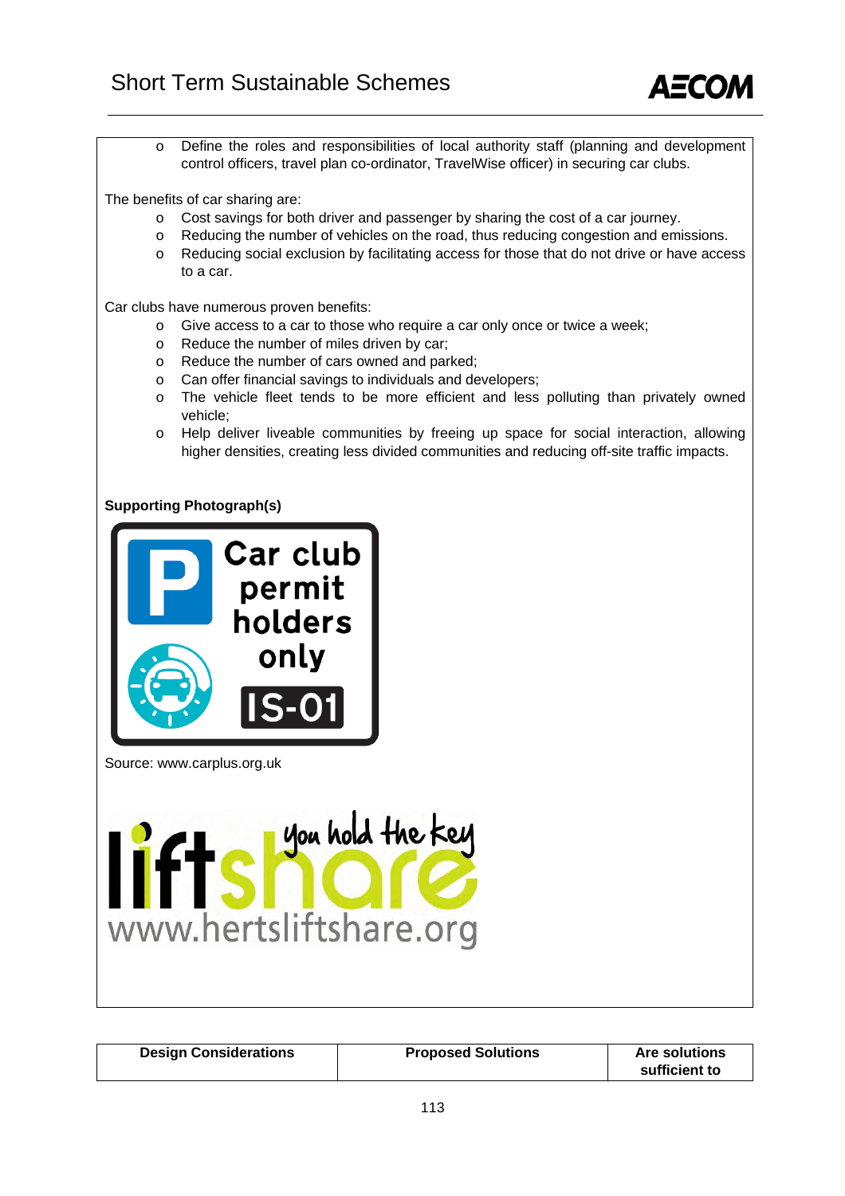- Define the roles and responsibilities of local authority staff (planning and development control officers, travel plan co-ordinator, TravelWise officer) in securing car clubs.

The benefits of car sharing are:

- Cost savings for both driver and passenger by sharing the cost of a car journey.
- Reducing the number of vehicles on the road, thus reducing congestion and emissions.
- Reducing social exclusion by facilitating access for those that do not drive or have access to a car.

Car clubs have numerous proven benefits:

- Give access to a car to those who require a car only once or twice a week;
- Reduce the number of miles driven by car;
- Reduce the number of cars owned and parked;
- Can offer financial savings to individuals and developers;
- The vehicle fleet tends to be more efficient and less polluting than privately owned vehicle;
- Help deliver liveable communities by freeing up space for social interaction, allowing higher densities, creating less divided communities and reducing off-site traffic impacts.

**Supporting Photograph(s)**

Car club permit holders only IS-01

Source: www.carplus.org.uk

liftshare you hold the key
www.hertsliftshare.org

| Design Considerations | Proposed Solutions | Are solutions sufficient to |
|---|---|---|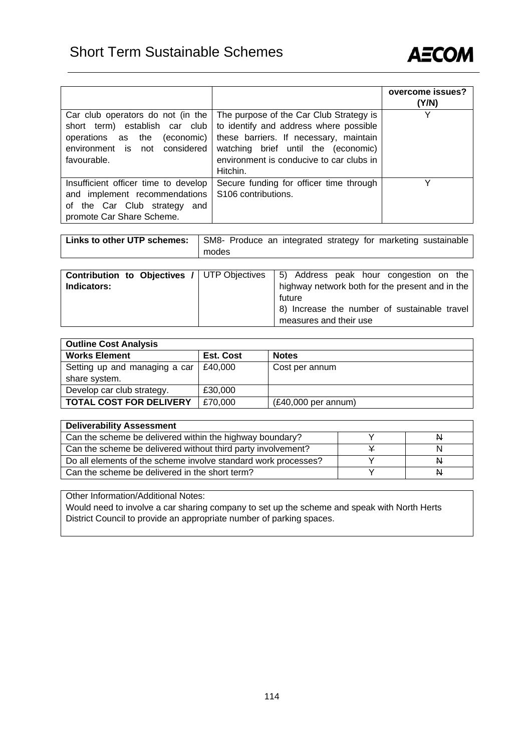| | | overcome issues? (Y/N) |
|---|---|---|
| Car club operators do not (in the short term) establish car club operations as the (economic) environment is not considered favourable. | The purpose of the Car Club Strategy is to identify and address where possible these barriers. If necessary, maintain watching brief until the (economic) environment is conducive to car clubs in Hitchin. | Y |
| Insufficient officer time to develop and implement recommendations of the Car Club strategy and promote Car Share Scheme. | Secure funding for officer time through S106 contributions. | Y |

| **Links to other UTP schemes:** | SM8- Produce an integrated strategy for marketing sustainable modes |
|---|---|

| **Contribution to Objectives / Indicators:** | UTP Objectives | 5) Address peak hour congestion on the highway network both for the present and in the future<br>8) Increase the number of sustainable travel measures and their use |
|---|---|---|

| **Outline Cost Analysis** | | |
|---|---|---|
| **Works Element** | **Est. Cost** | **Notes** |
| Setting up and managing a car share system. | £40,000 | Cost per annum |
| Develop car club strategy. | £30,000 | |
| **TOTAL COST FOR DELIVERY** | £70,000 | (£40,000 per annum) |

| **Deliverability Assessment** | | |
|---|---|---|
| Can the scheme be delivered within the highway boundary? | Y | ~~N~~ |
| Can the scheme be delivered without third party involvement? | ~~Y~~ | N |
| Do all elements of the scheme involve standard work processes? | Y | ~~N~~ |
| Can the scheme be delivered in the short term? | Y | ~~N~~ |

Other Information/Additional Notes:
Would need to involve a car sharing company to set up the scheme and speak with North Herts District Council to provide an appropriate number of parking spaces.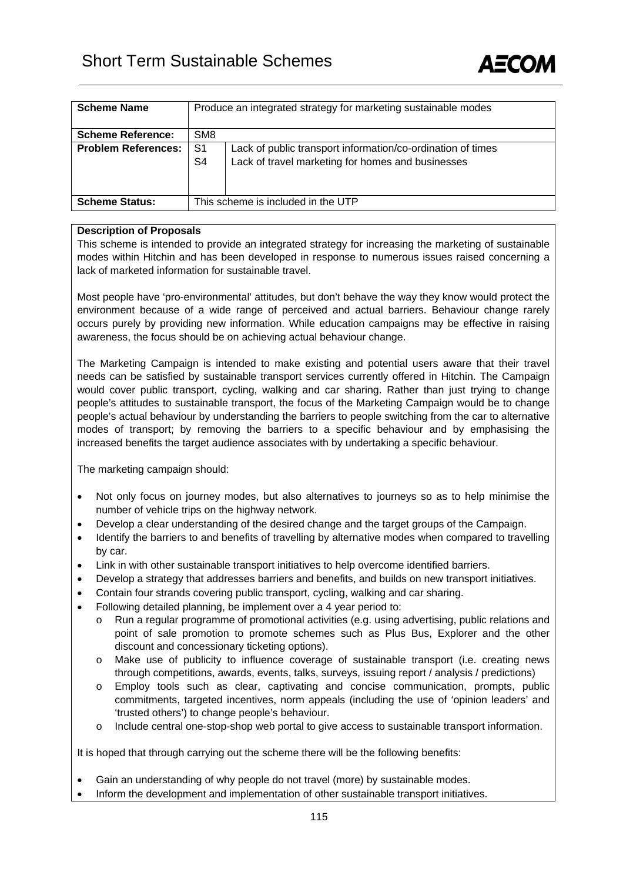# Short Term Sustainable Schemes

| Scheme Name | Produce an integrated strategy for marketing sustainable modes | |
|---|---|---|
| **Scheme Reference:** | SM8 | |
| **Problem References:** | S1<br>S4 | Lack of public transport information/co-ordination of times<br>Lack of travel marketing for homes and businesses |
| **Scheme Status:** | This scheme is included in the UTP | |

**Description of Proposals**

This scheme is intended to provide an integrated strategy for increasing the marketing of sustainable modes within Hitchin and has been developed in response to numerous issues raised concerning a lack of marketed information for sustainable travel.

Most people have 'pro-environmental' attitudes, but don't behave the way they know would protect the environment because of a wide range of perceived and actual barriers. Behaviour change rarely occurs purely by providing new information. While education campaigns may be effective in raising awareness, the focus should be on achieving actual behaviour change.

The Marketing Campaign is intended to make existing and potential users aware that their travel needs can be satisfied by sustainable transport services currently offered in Hitchin. The Campaign would cover public transport, cycling, walking and car sharing. Rather than just trying to change people's attitudes to sustainable transport, the focus of the Marketing Campaign would be to change people's actual behaviour by understanding the barriers to people switching from the car to alternative modes of transport; by removing the barriers to a specific behaviour and by emphasising the increased benefits the target audience associates with by undertaking a specific behaviour.

The marketing campaign should:

- Not only focus on journey modes, but also alternatives to journeys so as to help minimise the number of vehicle trips on the highway network.
- Develop a clear understanding of the desired change and the target groups of the Campaign.
- Identify the barriers to and benefits of travelling by alternative modes when compared to travelling by car.
- Link in with other sustainable transport initiatives to help overcome identified barriers.
- Develop a strategy that addresses barriers and benefits, and builds on new transport initiatives.
- Contain four strands covering public transport, cycling, walking and car sharing.
- Following detailed planning, be implement over a 4 year period to:
  - Run a regular programme of promotional activities (e.g. using advertising, public relations and point of sale promotion to promote schemes such as Plus Bus, Explorer and the other discount and concessionary ticketing options).
  - Make use of publicity to influence coverage of sustainable transport (i.e. creating news through competitions, awards, events, talks, surveys, issuing report / analysis / predictions)
  - Employ tools such as clear, captivating and concise communication, prompts, public commitments, targeted incentives, norm appeals (including the use of 'opinion leaders' and 'trusted others') to change people's behaviour.
  - Include central one-stop-shop web portal to give access to sustainable transport information.

It is hoped that through carrying out the scheme there will be the following benefits:

- Gain an understanding of why people do not travel (more) by sustainable modes.
- Inform the development and implementation of other sustainable transport initiatives.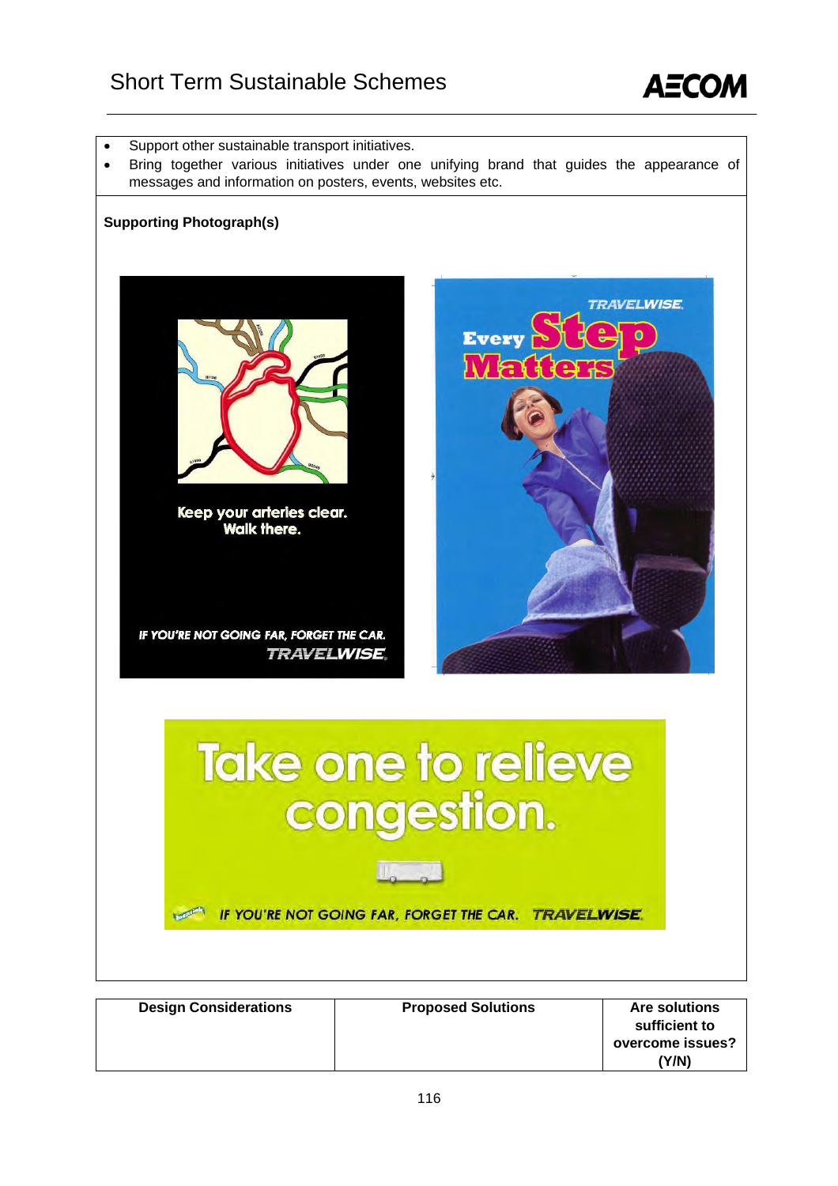- Support other sustainable transport initiatives.
- Bring together various initiatives under one unifying brand that guides the appearance of messages and information on posters, events, websites etc.

**Supporting Photograph(s)**

| Design Considerations | Proposed Solutions | Are solutions sufficient to overcome issues? (Y/N) |
|---|---|---|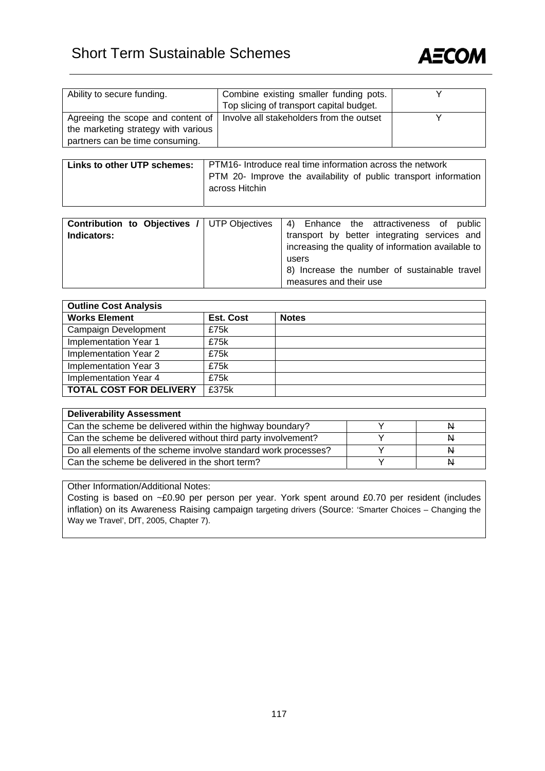## Short Term Sustainable Schemes

| | | |
|---|---|---|
| Ability to secure funding. | Combine existing smaller funding pots. Top slicing of transport capital budget. | Y |
| Agreeing the scope and content of the marketing strategy with various partners can be time consuming. | Involve all stakeholders from the outset | Y |

| | |
|---|---|
| **Links to other UTP schemes:** | PTM16- Introduce real time information across the network<br>PTM 20- Improve the availability of public transport information across Hitchin |

| | | |
|---|---|---|
| **Contribution to Objectives / Indicators:** | UTP Objectives | 4) Enhance the attractiveness of public transport by better integrating services and increasing the quality of information available to users<br>8) Increase the number of sustainable travel measures and their use |

| **Outline Cost Analysis** | | |
|---|---|---|
| **Works Element** | **Est. Cost** | **Notes** |
| Campaign Development | £75k | |
| Implementation Year 1 | £75k | |
| Implementation Year 2 | £75k | |
| Implementation Year 3 | £75k | |
| Implementation Year 4 | £75k | |
| **TOTAL COST FOR DELIVERY** | £375k | |

| **Deliverability Assessment** | | |
|---|---|---|
| Can the scheme be delivered within the highway boundary? | Y | ~~N~~ |
| Can the scheme be delivered without third party involvement? | Y | ~~N~~ |
| Do all elements of the scheme involve standard work processes? | Y | ~~N~~ |
| Can the scheme be delivered in the short term? | Y | ~~N~~ |

Other Information/Additional Notes:

Costing is based on ~£0.90 per person per year. York spent around £0.70 per resident (includes inflation) on its Awareness Raising campaign targeting drivers (Source: 'Smarter Choices – Changing the Way we Travel', DfT, 2005, Chapter 7).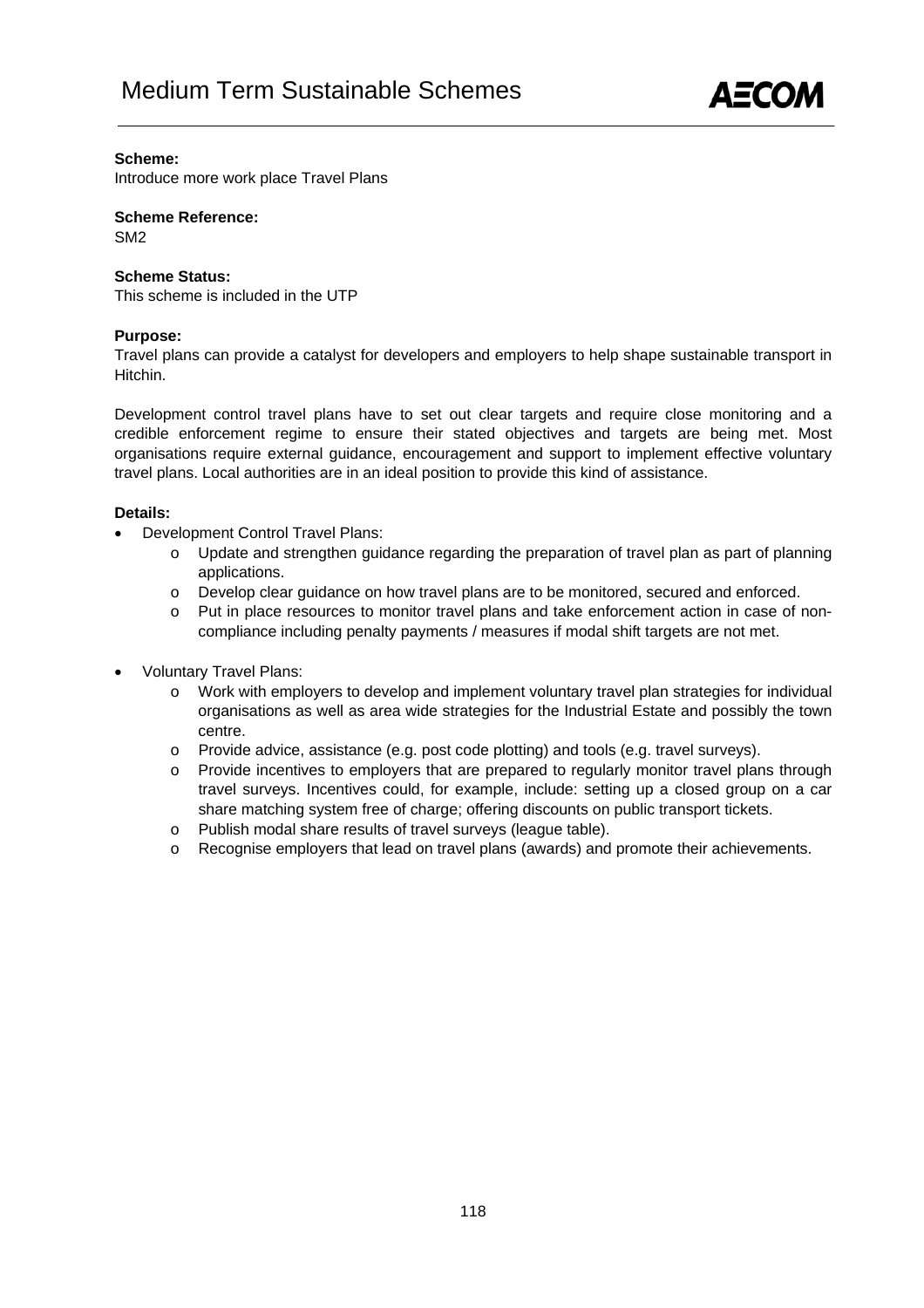**Scheme:**
Introduce more work place Travel Plans

**Scheme Reference:**
SM2

**Scheme Status:**
This scheme is included in the UTP

**Purpose:**
Travel plans can provide a catalyst for developers and employers to help shape sustainable transport in Hitchin.

Development control travel plans have to set out clear targets and require close monitoring and a credible enforcement regime to ensure their stated objectives and targets are being met. Most organisations require external guidance, encouragement and support to implement effective voluntary travel plans. Local authorities are in an ideal position to provide this kind of assistance.

**Details:**

- Development Control Travel Plans:
    - Update and strengthen guidance regarding the preparation of travel plan as part of planning applications.
    - Develop clear guidance on how travel plans are to be monitored, secured and enforced.
    - Put in place resources to monitor travel plans and take enforcement action in case of non-compliance including penalty payments / measures if modal shift targets are not met.

- Voluntary Travel Plans:
    - Work with employers to develop and implement voluntary travel plan strategies for individual organisations as well as area wide strategies for the Industrial Estate and possibly the town centre.
    - Provide advice, assistance (e.g. post code plotting) and tools (e.g. travel surveys).
    - Provide incentives to employers that are prepared to regularly monitor travel plans through travel surveys. Incentives could, for example, include: setting up a closed group on a car share matching system free of charge; offering discounts on public transport tickets.
    - Publish modal share results of travel surveys (league table).
    - Recognise employers that lead on travel plans (awards) and promote their achievements.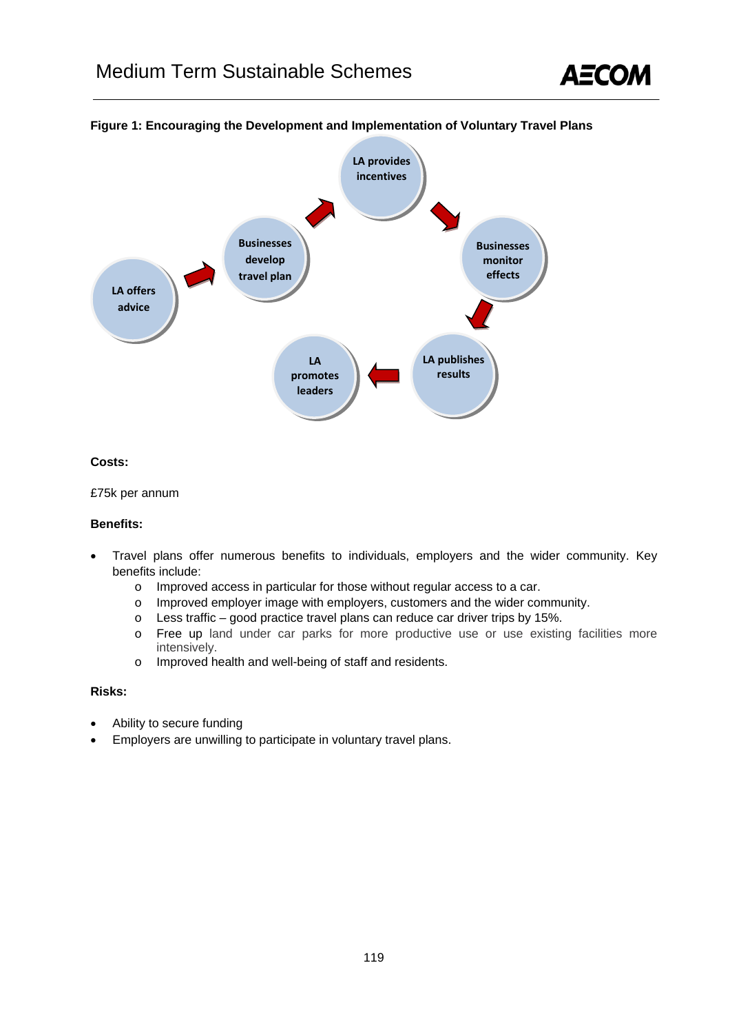**Figure 1: Encouraging the Development and Implementation of Voluntary Travel Plans**

LA offers advice → Businesses develop travel plan → LA provides incentives → Businesses monitor effects → LA publishes results → LA promotes leaders

**Costs:**

£75k per annum

**Benefits:**

- Travel plans offer numerous benefits to individuals, employers and the wider community. Key benefits include:
  - Improved access in particular for those without regular access to a car.
  - Improved employer image with employers, customers and the wider community.
  - Less traffic – good practice travel plans can reduce car driver trips by 15%.
  - Free up land under car parks for more productive use or use existing facilities more intensively.
  - Improved health and well-being of staff and residents.

**Risks:**

- Ability to secure funding
- Employers are unwilling to participate in voluntary travel plans.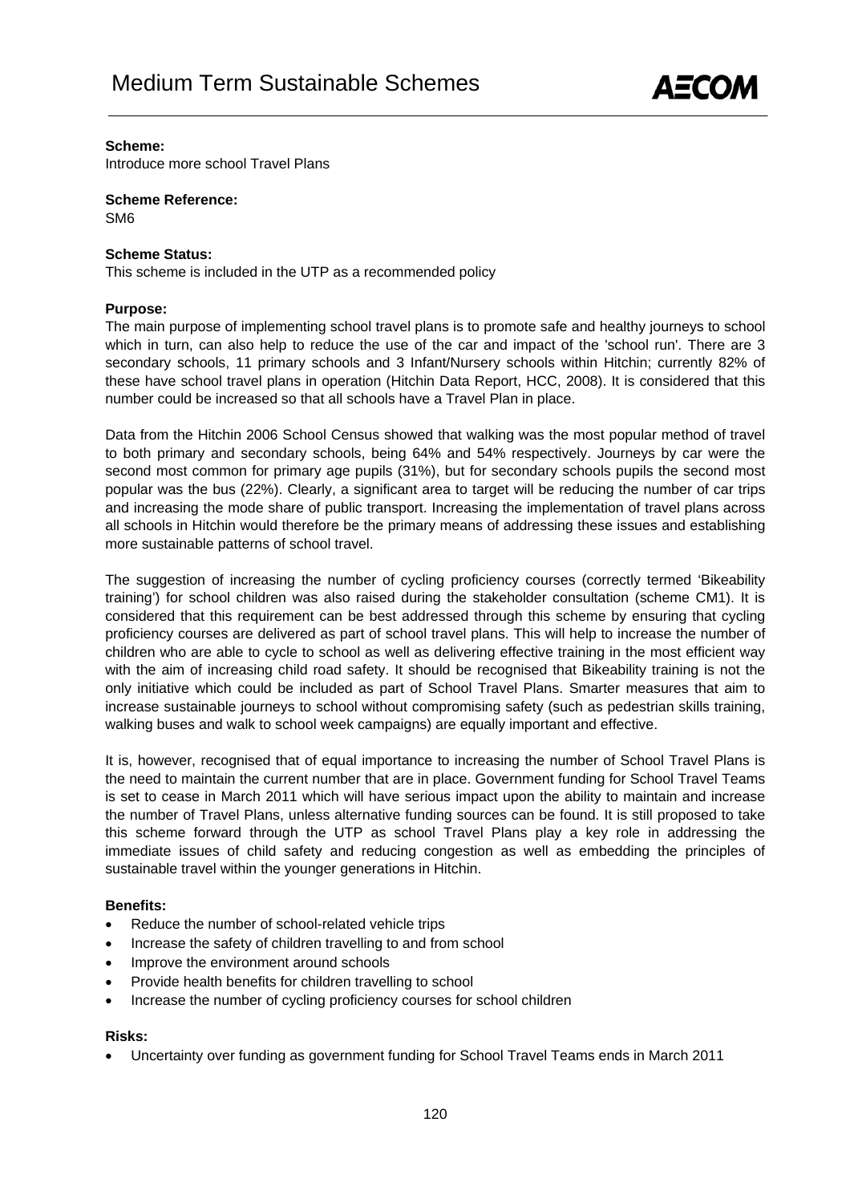# Medium Term Sustainable Schemes

**Scheme:**
Introduce more school Travel Plans

**Scheme Reference:**
SM6

**Scheme Status:**
This scheme is included in the UTP as a recommended policy

**Purpose:**
The main purpose of implementing school travel plans is to promote safe and healthy journeys to school which in turn, can also help to reduce the use of the car and impact of the 'school run'. There are 3 secondary schools, 11 primary schools and 3 Infant/Nursery schools within Hitchin; currently 82% of these have school travel plans in operation (Hitchin Data Report, HCC, 2008). It is considered that this number could be increased so that all schools have a Travel Plan in place.

Data from the Hitchin 2006 School Census showed that walking was the most popular method of travel to both primary and secondary schools, being 64% and 54% respectively. Journeys by car were the second most common for primary age pupils (31%), but for secondary schools pupils the second most popular was the bus (22%). Clearly, a significant area to target will be reducing the number of car trips and increasing the mode share of public transport. Increasing the implementation of travel plans across all schools in Hitchin would therefore be the primary means of addressing these issues and establishing more sustainable patterns of school travel.

The suggestion of increasing the number of cycling proficiency courses (correctly termed 'Bikeability training') for school children was also raised during the stakeholder consultation (scheme CM1). It is considered that this requirement can be best addressed through this scheme by ensuring that cycling proficiency courses are delivered as part of school travel plans. This will help to increase the number of children who are able to cycle to school as well as delivering effective training in the most efficient way with the aim of increasing child road safety. It should be recognised that Bikeability training is not the only initiative which could be included as part of School Travel Plans. Smarter measures that aim to increase sustainable journeys to school without compromising safety (such as pedestrian skills training, walking buses and walk to school week campaigns) are equally important and effective.

It is, however, recognised that of equal importance to increasing the number of School Travel Plans is the need to maintain the current number that are in place. Government funding for School Travel Teams is set to cease in March 2011 which will have serious impact upon the ability to maintain and increase the number of Travel Plans, unless alternative funding sources can be found. It is still proposed to take this scheme forward through the UTP as school Travel Plans play a key role in addressing the immediate issues of child safety and reducing congestion as well as embedding the principles of sustainable travel within the younger generations in Hitchin.

**Benefits:**

- Reduce the number of school-related vehicle trips
- Increase the safety of children travelling to and from school
- Improve the environment around schools
- Provide health benefits for children travelling to school
- Increase the number of cycling proficiency courses for school children

**Risks:**

- Uncertainty over funding as government funding for School Travel Teams ends in March 2011